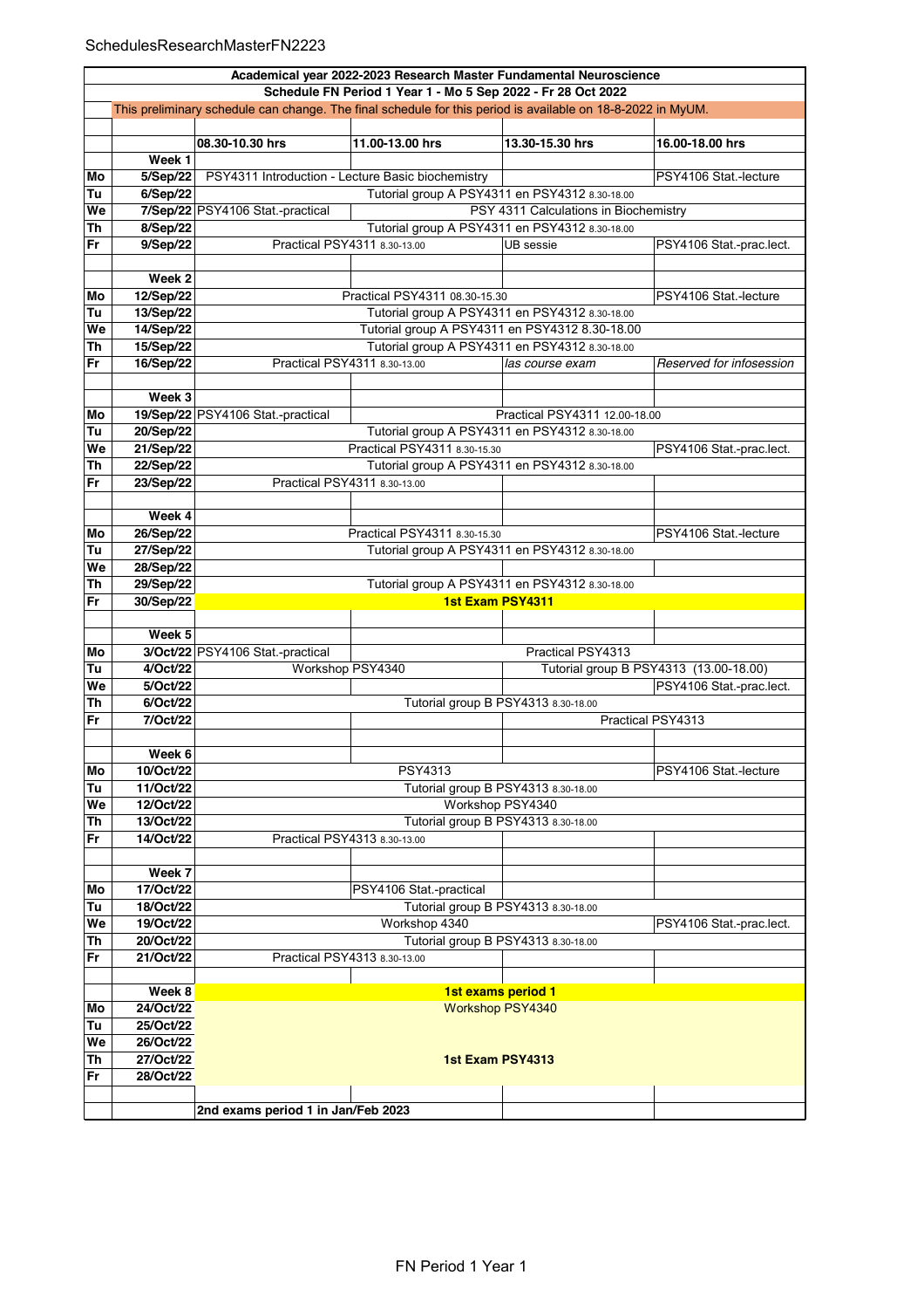| | | | | | |
|---|---|---|---|---|---|
| **Academical year 2022-2023 Research Master Fundamental Neuroscience** | | | | | |
| **Schedule FN Period 1 Year 1 - Mo 5 Sep 2022 - Fr 28 Oct 2022** | | | | | |
| This preliminary schedule can change. The final schedule for this period is available on 18-8-2022 in MyUM. | | | | | |
| | | **08.30-10.30 hrs** | **11.00-13.00 hrs** | **13.30-15.30 hrs** | **16.00-18.00 hrs** |
| | **Week 1** | | | | |
| **Mo** | **5/Sep/22** | PSY4311 Introduction - Lecture Basic biochemistry | | | PSY4106 Stat.-lecture |
| **Tu** | **6/Sep/22** | Tutorial group A PSY4311 en PSY4312 8.30-18.00 | | | |
| **We** | **7/Sep/22** | PSY4106 Stat.-practical | PSY 4311 Calculations in Biochemistry | | |
| **Th** | **8/Sep/22** | Tutorial group A PSY4311 en PSY4312 8.30-18.00 | | | |
| **Fr** | **9/Sep/22** | Practical PSY4311 8.30-13.00 | | UB sessie | PSY4106 Stat.-prac.lect. |
| | **Week 2** | | | | |
| **Mo** | **12/Sep/22** | Practical PSY4311 08.30-15.30 | | | PSY4106 Stat.-lecture |
| **Tu** | **13/Sep/22** | Tutorial group A PSY4311 en PSY4312 8.30-18.00 | | | |
| **We** | **14/Sep/22** | Tutorial group A PSY4311 en PSY4312 8.30-18.00 | | | |
| **Th** | **15/Sep/22** | Tutorial group A PSY4311 en PSY4312 8.30-18.00 | | | |
| **Fr** | **16/Sep/22** | Practical PSY4311 8.30-13.00 | | *las course exam* | *Reserved for infosession* |
| | **Week 3** | | | | |
| **Mo** | **19/Sep/22** | PSY4106 Stat.-practical | Practical PSY4311 12.00-18.00 | | |
| **Tu** | **20/Sep/22** | Tutorial group A PSY4311 en PSY4312 8.30-18.00 | | | |
| **We** | **21/Sep/22** | Practical PSY4311 8.30-15.30 | | | PSY4106 Stat.-prac.lect. |
| **Th** | **22/Sep/22** | Tutorial group A PSY4311 en PSY4312 8.30-18.00 | | | |
| **Fr** | **23/Sep/22** | Practical PSY4311 8.30-13.00 | | | |
| | **Week 4** | | | | |
| **Mo** | **26/Sep/22** | Practical PSY4311 8.30-15.30 | | | PSY4106 Stat.-lecture |
| **Tu** | **27/Sep/22** | Tutorial group A PSY4311 en PSY4312 8.30-18.00 | | | |
| **We** | **28/Sep/22** | | | | |
| **Th** | **29/Sep/22** | Tutorial group A PSY4311 en PSY4312 8.30-18.00 | | | |
| **Fr** | **30/Sep/22** | **1st Exam PSY4311** | | | |
| | **Week 5** | | | | |
| **Mo** | **3/Oct/22** | PSY4106 Stat.-practical | Practical PSY4313 | | |
| **Tu** | **4/Oct/22** | Workshop PSY4340 | | Tutorial group B PSY4313 (13.00-18.00) | |
| **We** | **5/Oct/22** | | | | PSY4106 Stat.-prac.lect. |
| **Th** | **6/Oct/22** | Tutorial group B PSY4313 8.30-18.00 | | | |
| **Fr** | **7/Oct/22** | | | Practical PSY4313 | |
| | **Week 6** | | | | |
| **Mo** | **10/Oct/22** | PSY4313 | | | PSY4106 Stat.-lecture |
| **Tu** | **11/Oct/22** | Tutorial group B PSY4313 8.30-18.00 | | | |
| **We** | **12/Oct/22** | Workshop PSY4340 | | | |
| **Th** | **13/Oct/22** | Tutorial group B PSY4313 8.30-18.00 | | | |
| **Fr** | **14/Oct/22** | Practical PSY4313 8.30-13.00 | | | |
| | **Week 7** | | | | |
| **Mo** | **17/Oct/22** | | PSY4106 Stat.-practical | | |
| **Tu** | **18/Oct/22** | Tutorial group B PSY4313 8.30-18.00 | | | |
| **We** | **19/Oct/22** | Workshop 4340 | | | PSY4106 Stat.-prac.lect. |
| **Th** | **20/Oct/22** | Tutorial group B PSY4313 8.30-18.00 | | | |
| **Fr** | **21/Oct/22** | Practical PSY4313 8.30-13.00 | | | |
| | **Week 8** | **1st exams period 1** | | | |
| **Mo** | **24/Oct/22** | Workshop PSY4340 | | | |
| **Tu** | **25/Oct/22** | | | | |
| **We** | **26/Oct/22** | | | | |
| **Th** | **27/Oct/22** | **1st Exam PSY4313** | | | |
| **Fr** | **28/Oct/22** | | | | |
| | | **2nd exams period 1 in Jan/Feb 2023** | | | |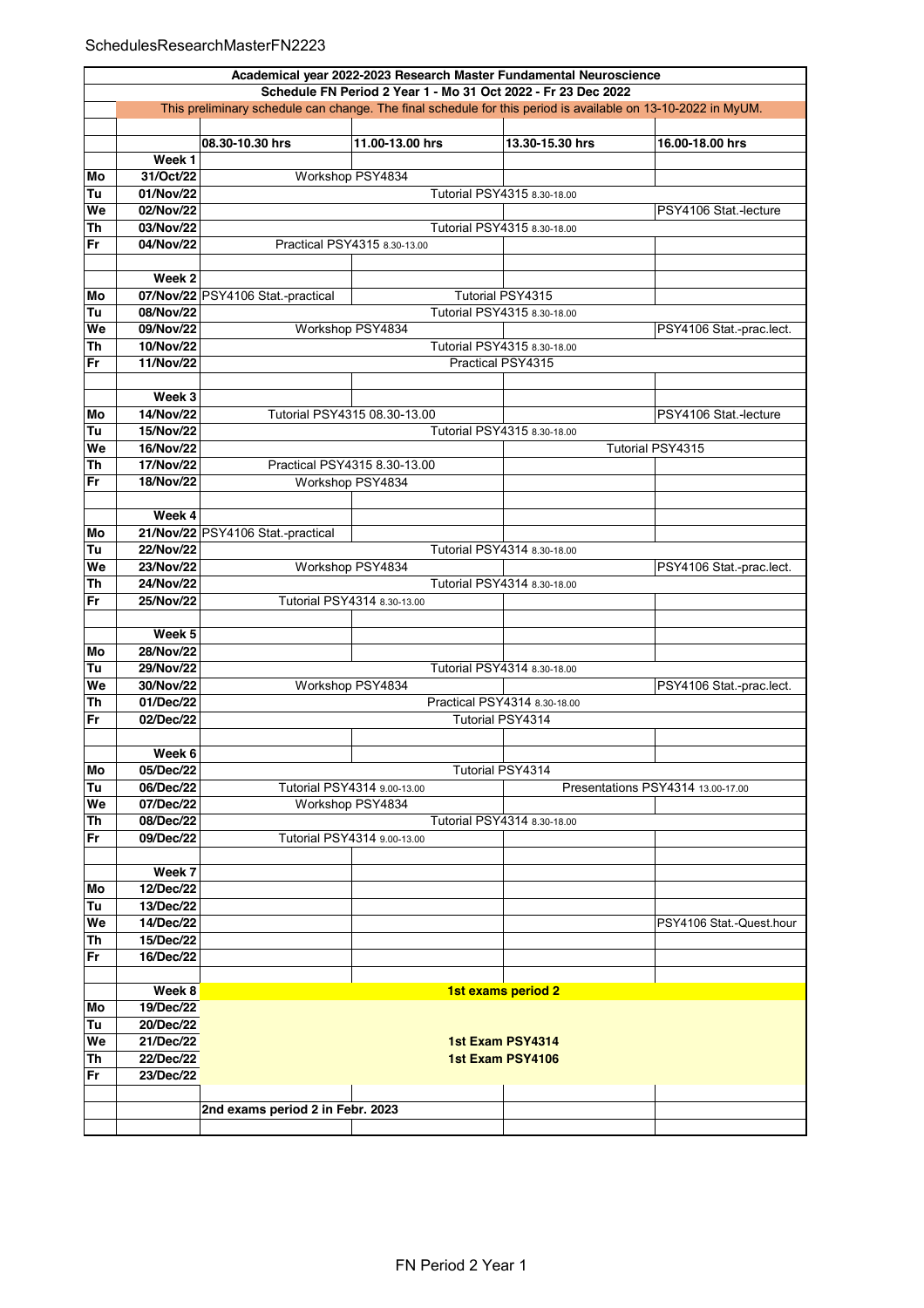| | Academical year 2022-2023 Research Master Fundamental Neuroscience | | | | |
|---|---|---|---|---|---|
| | Schedule FN Period 2 Year 1 - Mo 31 Oct 2022 - Fr 23 Dec 2022 | | | | |
| | This preliminary schedule can change. The final schedule for this period is available on 13-10-2022 in MyUM. | | | | |
| | | **08.30-10.30 hrs** | **11.00-13.00 hrs** | **13.30-15.30 hrs** | **16.00-18.00 hrs** |
| | **Week 1** | | | | |
| **Mo** | **31/Oct/22** | Workshop PSY4834 | | | |
| **Tu** | **01/Nov/22** | Tutorial PSY4315 8.30-18.00 | | | |
| **We** | **02/Nov/22** | | | | PSY4106 Stat.-lecture |
| **Th** | **03/Nov/22** | Tutorial PSY4315 8.30-18.00 | | | |
| **Fr** | **04/Nov/22** | Practical PSY4315 8.30-13.00 | | | |
| | | | | | |
| | **Week 2** | | | | |
| **Mo** | **07/Nov/22** | PSY4106 Stat.-practical | | Tutorial PSY4315 | |
| **Tu** | **08/Nov/22** | Tutorial PSY4315 8.30-18.00 | | | |
| **We** | **09/Nov/22** | Workshop PSY4834 | | | PSY4106 Stat.-prac.lect. |
| **Th** | **10/Nov/22** | Tutorial PSY4315 8.30-18.00 | | | |
| **Fr** | **11/Nov/22** | Practical PSY4315 | | | |
| | | | | | |
| | **Week 3** | | | | |
| **Mo** | **14/Nov/22** | Tutorial PSY4315 08.30-13.00 | | | PSY4106 Stat.-lecture |
| **Tu** | **15/Nov/22** | Tutorial PSY4315 8.30-18.00 | | | |
| **We** | **16/Nov/22** | | | Tutorial PSY4315 | |
| **Th** | **17/Nov/22** | Practical PSY4315 8.30-13.00 | | | |
| **Fr** | **18/Nov/22** | Workshop PSY4834 | | | |
| | | | | | |
| | **Week 4** | | | | |
| **Mo** | **21/Nov/22** | PSY4106 Stat.-practical | | | |
| **Tu** | **22/Nov/22** | Tutorial PSY4314 8.30-18.00 | | | |
| **We** | **23/Nov/22** | Workshop PSY4834 | | | PSY4106 Stat.-prac.lect. |
| **Th** | **24/Nov/22** | Tutorial PSY4314 8.30-18.00 | | | |
| **Fr** | **25/Nov/22** | Tutorial PSY4314 8.30-13.00 | | | |
| | | | | | |
| | **Week 5** | | | | |
| **Mo** | **28/Nov/22** | | | | |
| **Tu** | **29/Nov/22** | Tutorial PSY4314 8.30-18.00 | | | |
| **We** | **30/Nov/22** | Workshop PSY4834 | | | PSY4106 Stat.-prac.lect. |
| **Th** | **01/Dec/22** | Practical PSY4314 8.30-18.00 | | | |
| **Fr** | **02/Dec/22** | Tutorial PSY4314 | | | |
| | | | | | |
| | **Week 6** | | | | |
| **Mo** | **05/Dec/22** | Tutorial PSY4314 | | | |
| **Tu** | **06/Dec/22** | Tutorial PSY4314 9.00-13.00 | | Presentations PSY4314 13.00-17.00 | |
| **We** | **07/Dec/22** | Workshop PSY4834 | | | |
| **Th** | **08/Dec/22** | Tutorial PSY4314 8.30-18.00 | | | |
| **Fr** | **09/Dec/22** | Tutorial PSY4314 9.00-13.00 | | | |
| | | | | | |
| | **Week 7** | | | | |
| **Mo** | **12/Dec/22** | | | | |
| **Tu** | **13/Dec/22** | | | | |
| **We** | **14/Dec/22** | | | | PSY4106 Stat.-Quest.hour |
| **Th** | **15/Dec/22** | | | | |
| **Fr** | **16/Dec/22** | | | | |
| | | | | | |
| | **Week 8** | **1st exams period 2** | | | |
| **Mo** | **19/Dec/22** | | | | |
| **Tu** | **20/Dec/22** | | | | |
| **We** | **21/Dec/22** | **1st Exam PSY4314** | | | |
| **Th** | **22/Dec/22** | **1st Exam PSY4106** | | | |
| **Fr** | **23/Dec/22** | | | | |
| | | | | | |
| | | **2nd exams period 2 in Febr. 2023** | | | |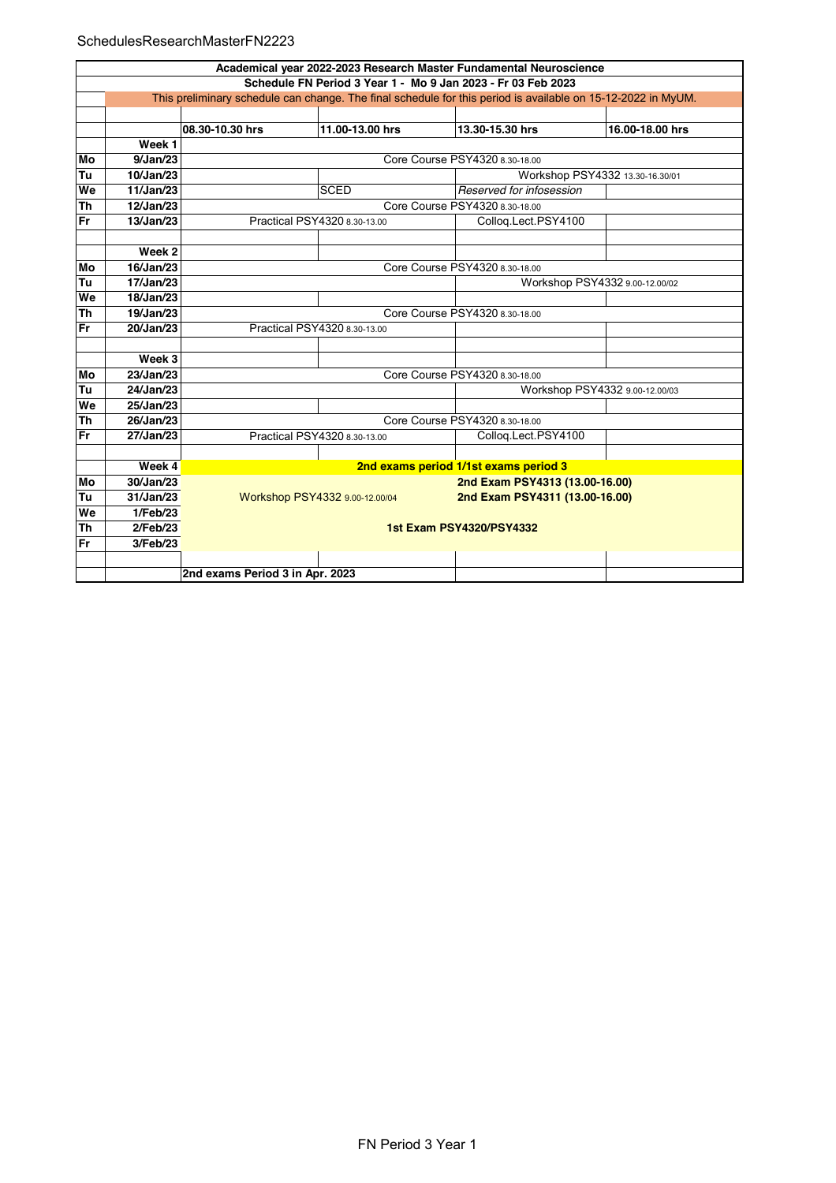SchedulesResearchMasterFN2223

| | | | | | |
|---|---|---|---|---|---|
| **Academical year 2022-2023 Research Master Fundamental Neuroscience** | | | | | |
| **Schedule FN Period 3 Year 1 - Mo 9 Jan 2023 - Fr 03 Feb 2023** | | | | | |
| | This preliminary schedule can change. The final schedule for this period is available on 15-12-2022 in MyUM. | | | | |
| | | **08.30-10.30 hrs** | **11.00-13.00 hrs** | **13.30-15.30 hrs** | **16.00-18.00 hrs** |
| | **Week 1** | | | | |
| **Mo** | **9/Jan/23** | Core Course PSY4320 8.30-18.00 | | | |
| **Tu** | **10/Jan/23** | | | Workshop PSY4332 13.30-16.30/01 | |
| **We** | **11/Jan/23** | | SCED | *Reserved for infosession* | |
| **Th** | **12/Jan/23** | Core Course PSY4320 8.30-18.00 | | | |
| **Fr** | **13/Jan/23** | Practical PSY4320 8.30-13.00 | | Colloq.Lect.PSY4100 | |
| | | | | | |
| | **Week 2** | | | | |
| **Mo** | **16/Jan/23** | Core Course PSY4320 8.30-18.00 | | | |
| **Tu** | **17/Jan/23** | | | Workshop PSY4332 9.00-12.00/02 | |
| **We** | **18/Jan/23** | | | | |
| **Th** | **19/Jan/23** | Core Course PSY4320 8.30-18.00 | | | |
| **Fr** | **20/Jan/23** | Practical PSY4320 8.30-13.00 | | | |
| | | | | | |
| | **Week 3** | | | | |
| **Mo** | **23/Jan/23** | Core Course PSY4320 8.30-18.00 | | | |
| **Tu** | **24/Jan/23** | | | Workshop PSY4332 9.00-12.00/03 | |
| **We** | **25/Jan/23** | | | | |
| **Th** | **26/Jan/23** | Core Course PSY4320 8.30-18.00 | | | |
| **Fr** | **27/Jan/23** | Practical PSY4320 8.30-13.00 | | Colloq.Lect.PSY4100 | |
| | | | | | |
| | **Week 4** | **2nd exams period 1/1st exams period 3** | | | |
| **Mo** | **30/Jan/23** | | | **2nd Exam PSY4313 (13.00-16.00)** | |
| **Tu** | **31/Jan/23** | Workshop PSY4332 9.00-12.00/04 | | **2nd Exam PSY4311 (13.00-16.00)** | |
| **We** | **1/Feb/23** | | | | |
| **Th** | **2/Feb/23** | **1st Exam PSY4320/PSY4332** | | | |
| **Fr** | **3/Feb/23** | | | | |
| | | | | | |
| | | **2nd exams Period 3 in Apr. 2023** | | | |

FN Period 3 Year 1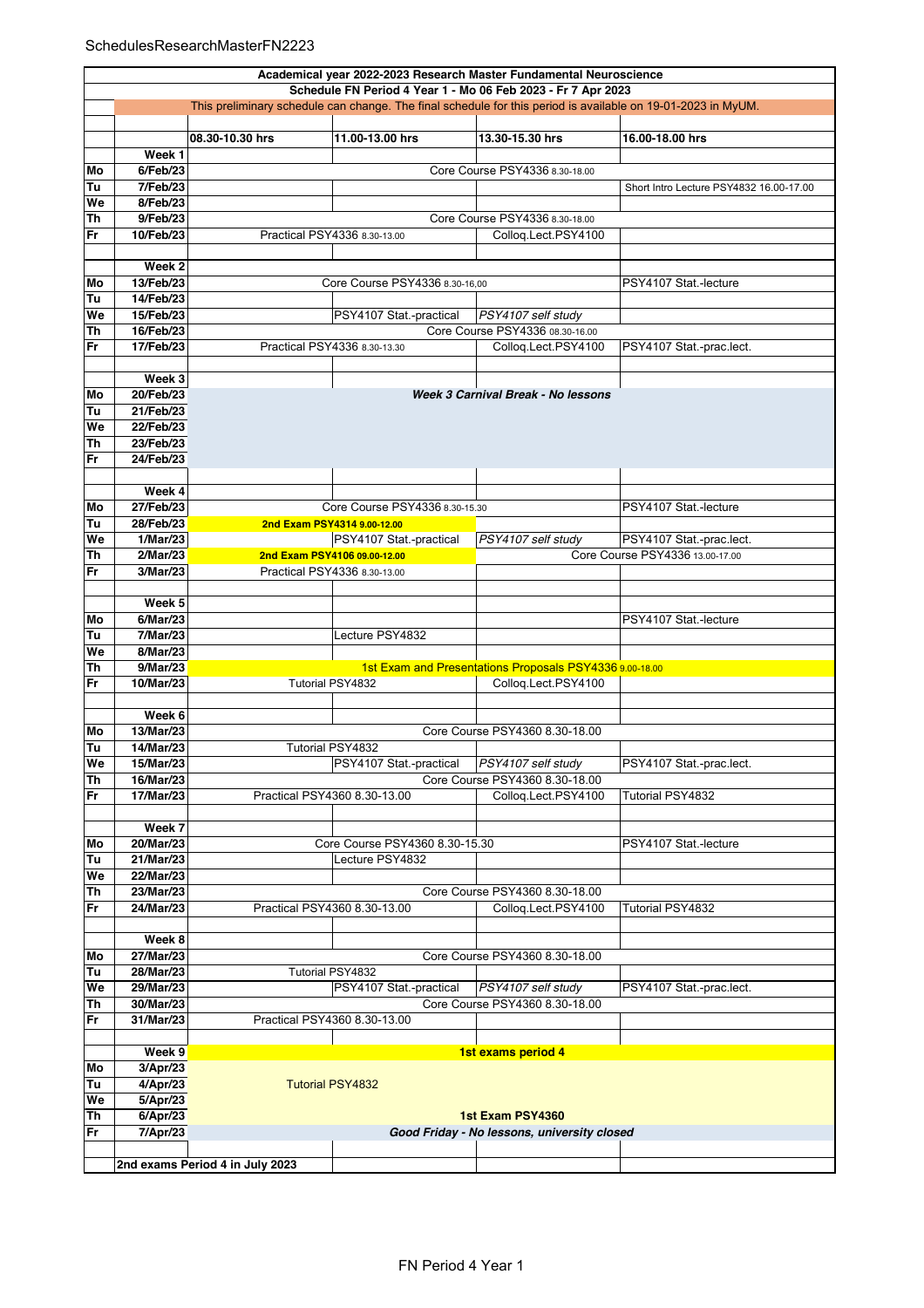| | | 08.30-10.30 hrs | 11.00-13.00 hrs | 13.30-15.30 hrs | 16.00-18.00 hrs |
|---|---|---|---|---|---|
| **Academical year 2022-2023 Research Master Fundamental Neuroscience** | | | | | |
| **Schedule FN Period 4 Year 1 - Mo 06 Feb 2023 - Fr 7 Apr 2023** | | | | | |
| This preliminary schedule can change. The final schedule for this period is available on 19-01-2023 in MyUM. | | | | | |
| | **Week 1** | | | | |
| **Mo** | **6/Feb/23** | Core Course PSY4336 8.30-18.00 | | | |
| **Tu** | **7/Feb/23** | | | | Short Intro Lecture PSY4832 16.00-17.00 |
| **We** | **8/Feb/23** | | | | |
| **Th** | **9/Feb/23** | Core Course PSY4336 8.30-18.00 | | | |
| **Fr** | **10/Feb/23** | Practical PSY4336 8.30-13.00 | | Colloq.Lect.PSY4100 | |
| | **Week 2** | | | | |
| **Mo** | **13/Feb/23** | Core Course PSY4336 8.30-16,00 | | | PSY4107 Stat.-lecture |
| **Tu** | **14/Feb/23** | | | | |
| **We** | **15/Feb/23** | | PSY4107 Stat.-practical | *PSY4107 self study* | |
| **Th** | **16/Feb/23** | Core Course PSY4336 08.30-16.00 | | | |
| **Fr** | **17/Feb/23** | Practical PSY4336 8.30-13.30 | | Colloq.Lect.PSY4100 | PSY4107 Stat.-prac.lect. |
| | **Week 3** | | | | |
| **Mo** | **20/Feb/23** | ***Week 3 Carnival Break - No lessons*** | | | |
| **Tu** | **21/Feb/23** | | | | |
| **We** | **22/Feb/23** | | | | |
| **Th** | **23/Feb/23** | | | | |
| **Fr** | **24/Feb/23** | | | | |
| | **Week 4** | | | | |
| **Mo** | **27/Feb/23** | Core Course PSY4336 8.30-15.30 | | | PSY4107 Stat.-lecture |
| **Tu** | **28/Feb/23** | **2nd Exam PSY4314 9.00-12.00** | | | |
| **We** | **1/Mar/23** | | PSY4107 Stat.-practical | *PSY4107 self study* | PSY4107 Stat.-prac.lect. |
| **Th** | **2/Mar/23** | **2nd Exam PSY4106 09.00-12.00** | | Core Course PSY4336 13.00-17.00 | |
| **Fr** | **3/Mar/23** | Practical PSY4336 8.30-13.00 | | | |
| | **Week 5** | | | | |
| **Mo** | **6/Mar/23** | | | | PSY4107 Stat.-lecture |
| **Tu** | **7/Mar/23** | | Lecture PSY4832 | | |
| **We** | **8/Mar/23** | | | | |
| **Th** | **9/Mar/23** | 1st Exam and Presentations Proposals PSY4336 9.00-18.00 | | | |
| **Fr** | **10/Mar/23** | Tutorial PSY4832 | | Colloq.Lect.PSY4100 | |
| | **Week 6** | | | | |
| **Mo** | **13/Mar/23** | Core Course PSY4360 8.30-18.00 | | | |
| **Tu** | **14/Mar/23** | Tutorial PSY4832 | | | |
| **We** | **15/Mar/23** | | PSY4107 Stat.-practical | *PSY4107 self study* | PSY4107 Stat.-prac.lect. |
| **Th** | **16/Mar/23** | Core Course PSY4360 8.30-18.00 | | | |
| **Fr** | **17/Mar/23** | Practical PSY4360 8.30-13.00 | | Colloq.Lect.PSY4100 | Tutorial PSY4832 |
| | **Week 7** | | | | |
| **Mo** | **20/Mar/23** | Core Course PSY4360 8.30-15.30 | | | PSY4107 Stat.-lecture |
| **Tu** | **21/Mar/23** | | Lecture PSY4832 | | |
| **We** | **22/Mar/23** | | | | |
| **Th** | **23/Mar/23** | Core Course PSY4360 8.30-18.00 | | | |
| **Fr** | **24/Mar/23** | Practical PSY4360 8.30-13.00 | | Colloq.Lect.PSY4100 | Tutorial PSY4832 |
| | **Week 8** | | | | |
| **Mo** | **27/Mar/23** | Core Course PSY4360 8.30-18.00 | | | |
| **Tu** | **28/Mar/23** | Tutorial PSY4832 | | | |
| **We** | **29/Mar/23** | | PSY4107 Stat.-practical | *PSY4107 self study* | PSY4107 Stat.-prac.lect. |
| **Th** | **30/Mar/23** | Core Course PSY4360 8.30-18.00 | | | |
| **Fr** | **31/Mar/23** | Practical PSY4360 8.30-13.00 | | | |
| | **Week 9** | **1st exams period 4** | | | |
| **Mo** | **3/Apr/23** | | | | |
| **Tu** | **4/Apr/23** | Tutorial PSY4832 | | | |
| **We** | **5/Apr/23** | | | | |
| **Th** | **6/Apr/23** | **1st Exam PSY4360** | | | |
| **Fr** | **7/Apr/23** | ***Good Friday - No lessons, university closed*** | | | |
| | **2nd exams Period 4 in July 2023** | | | | |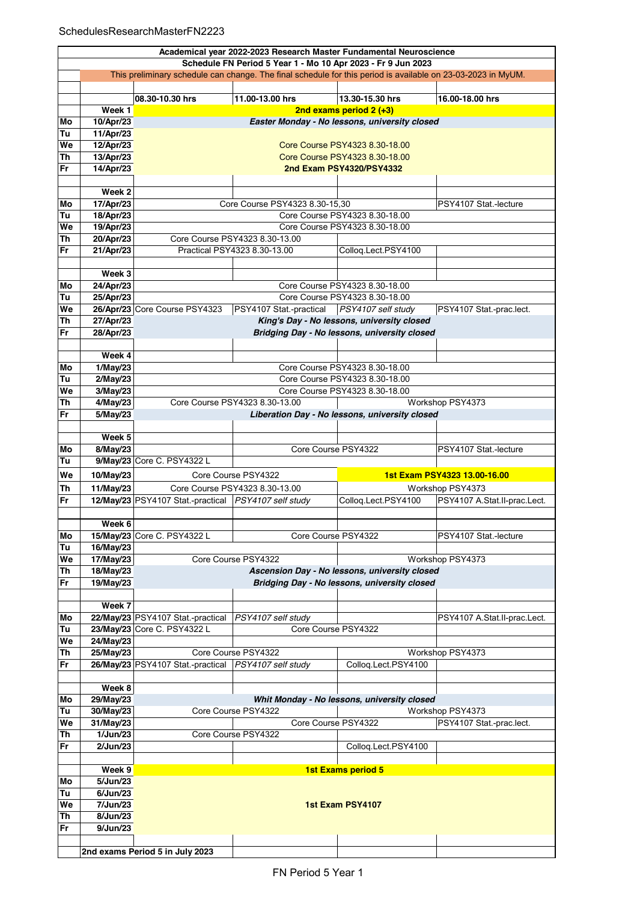SchedulesResearchMasterFN2223

| | | | | | |
|---|---|---|---|---|---|
| **Academical year 2022-2023 Research Master Fundamental Neuroscience** | | | | | |
| **Schedule FN Period 5 Year 1 - Mo 10 Apr 2023 - Fr 9 Jun 2023** | | | | | |
| This preliminary schedule can change. The final schedule for this period is available on 23-03-2023 in MyUM. | | | | | |
| | | **08.30-10.30 hrs** | **11.00-13.00 hrs** | **13.30-15.30 hrs** | **16.00-18.00 hrs** |
| | **Week 1** | **2nd exams period 2 (+3)** | | | |
| **Mo** | **10/Apr/23** | ***Easter Monday - No lessons, university closed*** | | | |
| **Tu** | **11/Apr/23** | | | | |
| **We** | **12/Apr/23** | Core Course PSY4323 8.30-18.00 | | | |
| **Th** | **13/Apr/23** | Core Course PSY4323 8.30-18.00 | | | |
| **Fr** | **14/Apr/23** | **2nd Exam PSY4320/PSY4332** | | | |
| | | | | | |
| | **Week 2** | | | | |
| **Mo** | **17/Apr/23** | Core Course PSY4323 8.30-15,30 | | | PSY4107 Stat.-lecture |
| **Tu** | **18/Apr/23** | Core Course PSY4323 8.30-18.00 | | | |
| **We** | **19/Apr/23** | Core Course PSY4323 8.30-18.00 | | | |
| **Th** | **20/Apr/23** | Core Course PSY4323 8.30-13.00 | | | |
| **Fr** | **21/Apr/23** | Practical PSY4323 8.30-13.00 | | Colloq.Lect.PSY4100 | |
| | | | | | |
| | **Week 3** | | | | |
| **Mo** | **24/Apr/23** | Core Course PSY4323 8.30-18.00 | | | |
| **Tu** | **25/Apr/23** | Core Course PSY4323 8.30-18.00 | | | |
| **We** | **26/Apr/23** | Core Course PSY4323 | PSY4107 Stat.-practical | *PSY4107 self study* | PSY4107 Stat.-prac.lect. |
| **Th** | **27/Apr/23** | ***King's Day - No lessons, university closed*** | | | |
| **Fr** | **28/Apr/23** | ***Bridging Day - No lessons, university closed*** | | | |
| | | | | | |
| | **Week 4** | | | | |
| **Mo** | **1/May/23** | Core Course PSY4323 8.30-18.00 | | | |
| **Tu** | **2/May/23** | Core Course PSY4323 8.30-18.00 | | | |
| **We** | **3/May/23** | Core Course PSY4323 8.30-18.00 | | | |
| **Th** | **4/May/23** | Core Course PSY4323 8.30-13.00 | | Workshop PSY4373 | |
| **Fr** | **5/May/23** | ***Liberation Day - No lessons, university closed*** | | | |
| | | | | | |
| | **Week 5** | | | | |
| **Mo** | **8/May/23** | | Core Course PSY4322 | | PSY4107 Stat.-lecture |
| **Tu** | **9/May/23** | Core C. PSY4322 L | | | |
| **We** | **10/May/23** | Core Course PSY4322 | | **1st Exam PSY4323 13.00-16.00** | |
| **Th** | **11/May/23** | Core Course PSY4323 8.30-13.00 | | Workshop PSY4373 | |
| **Fr** | **12/May/23** | PSY4107 Stat.-practical | *PSY4107 self study* | Colloq.Lect.PSY4100 | PSY4107 A.Stat.II-prac.Lect. |
| | | | | | |
| | **Week 6** | | | | |
| **Mo** | **15/May/23** | Core C. PSY4322 L | Core Course PSY4322 | | PSY4107 Stat.-lecture |
| **Tu** | **16/May/23** | | | | |
| **We** | **17/May/23** | Core Course PSY4322 | | Workshop PSY4373 | |
| **Th** | **18/May/23** | ***Ascension Day - No lessons, university closed*** | | | |
| **Fr** | **19/May/23** | ***Bridging Day - No lessons, university closed*** | | | |
| | | | | | |
| | **Week 7** | | | | |
| **Mo** | **22/May/23** | PSY4107 Stat.-practical | *PSY4107 self study* | | PSY4107 A.Stat.II-prac.Lect. |
| **Tu** | **23/May/23** | Core C. PSY4322 L | Core Course PSY4322 | | |
| **We** | **24/May/23** | | | | |
| **Th** | **25/May/23** | Core Course PSY4322 | | Workshop PSY4373 | |
| **Fr** | **26/May/23** | PSY4107 Stat.-practical | *PSY4107 self study* | Colloq.Lect.PSY4100 | |
| | | | | | |
| | **Week 8** | | | | |
| **Mo** | **29/May/23** | ***Whit Monday - No lessons, university closed*** | | | |
| **Tu** | **30/May/23** | Core Course PSY4322 | | Workshop PSY4373 | |
| **We** | **31/May/23** | | Core Course PSY4322 | | PSY4107 Stat.-prac.lect. |
| **Th** | **1/Jun/23** | Core Course PSY4322 | | | |
| **Fr** | **2/Jun/23** | | | Colloq.Lect.PSY4100 | |
| | | | | | |
| | **Week 9** | **1st Exams period 5** | | | |
| **Mo** | **5/Jun/23** | | | | |
| **Tu** | **6/Jun/23** | | | | |
| **We** | **7/Jun/23** | **1st Exam PSY4107** | | | |
| **Th** | **8/Jun/23** | | | | |
| **Fr** | **9/Jun/23** | | | | |
| | | | | | |
| | **2nd exams Period 5 in July 2023** | | | | |

FN Period 5 Year 1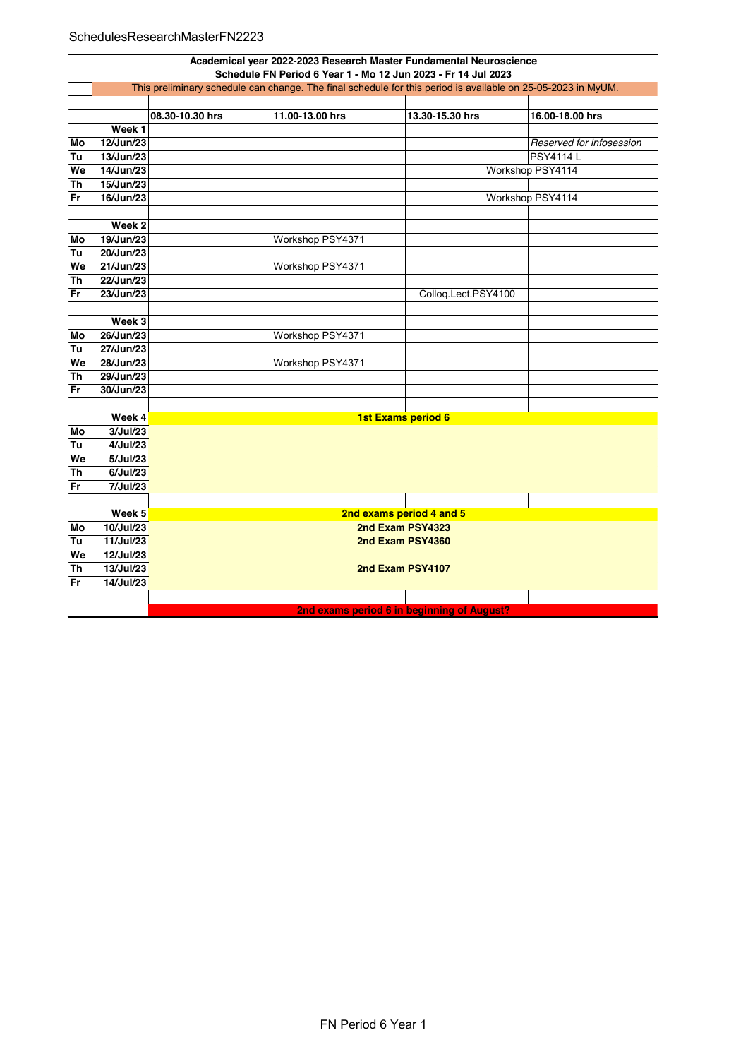| | | | | | |
|---|---|---|---|---|---|
| **Academical year 2022-2023 Research Master Fundamental Neuroscience** | | | | | |
| **Schedule FN Period 6 Year 1 - Mo 12 Jun 2023 - Fr 14 Jul 2023** | | | | | |
| This preliminary schedule can change. The final schedule for this period is available on 25-05-2023 in MyUM. | | | | | |
| | | | | | |
| | | **08.30-10.30 hrs** | **11.00-13.00 hrs** | **13.30-15.30 hrs** | **16.00-18.00 hrs** |
| | **Week 1** | | | | |
| **Mo** | **12/Jun/23** | | | | *Reserved for infosession* |
| **Tu** | **13/Jun/23** | | | | PSY4114 L |
| **We** | **14/Jun/23** | | | Workshop PSY4114 | |
| **Th** | **15/Jun/23** | | | | |
| **Fr** | **16/Jun/23** | | | Workshop PSY4114 | |
| | | | | | |
| | **Week 2** | | | | |
| **Mo** | **19/Jun/23** | | Workshop PSY4371 | | |
| **Tu** | **20/Jun/23** | | | | |
| **We** | **21/Jun/23** | | Workshop PSY4371 | | |
| **Th** | **22/Jun/23** | | | | |
| **Fr** | **23/Jun/23** | | | Colloq.Lect.PSY4100 | |
| | | | | | |
| | **Week 3** | | | | |
| **Mo** | **26/Jun/23** | | Workshop PSY4371 | | |
| **Tu** | **27/Jun/23** | | | | |
| **We** | **28/Jun/23** | | Workshop PSY4371 | | |
| **Th** | **29/Jun/23** | | | | |
| **Fr** | **30/Jun/23** | | | | |
| | | | | | |
| | **Week 4** | **1st Exams period 6** | | | |
| **Mo** | **3/Jul/23** | | | | |
| **Tu** | **4/Jul/23** | | | | |
| **We** | **5/Jul/23** | | | | |
| **Th** | **6/Jul/23** | | | | |
| **Fr** | **7/Jul/23** | | | | |
| | | | | | |
| | **Week 5** | **2nd exams period 4 and 5** | | | |
| **Mo** | **10/Jul/23** | **2nd Exam PSY4323** | | | |
| **Tu** | **11/Jul/23** | **2nd Exam PSY4360** | | | |
| **We** | **12/Jul/23** | | | | |
| **Th** | **13/Jul/23** | **2nd Exam PSY4107** | | | |
| **Fr** | **14/Jul/23** | | | | |
| | | | | | |
| | | **2nd exams period 6 in beginning of August?** | | | |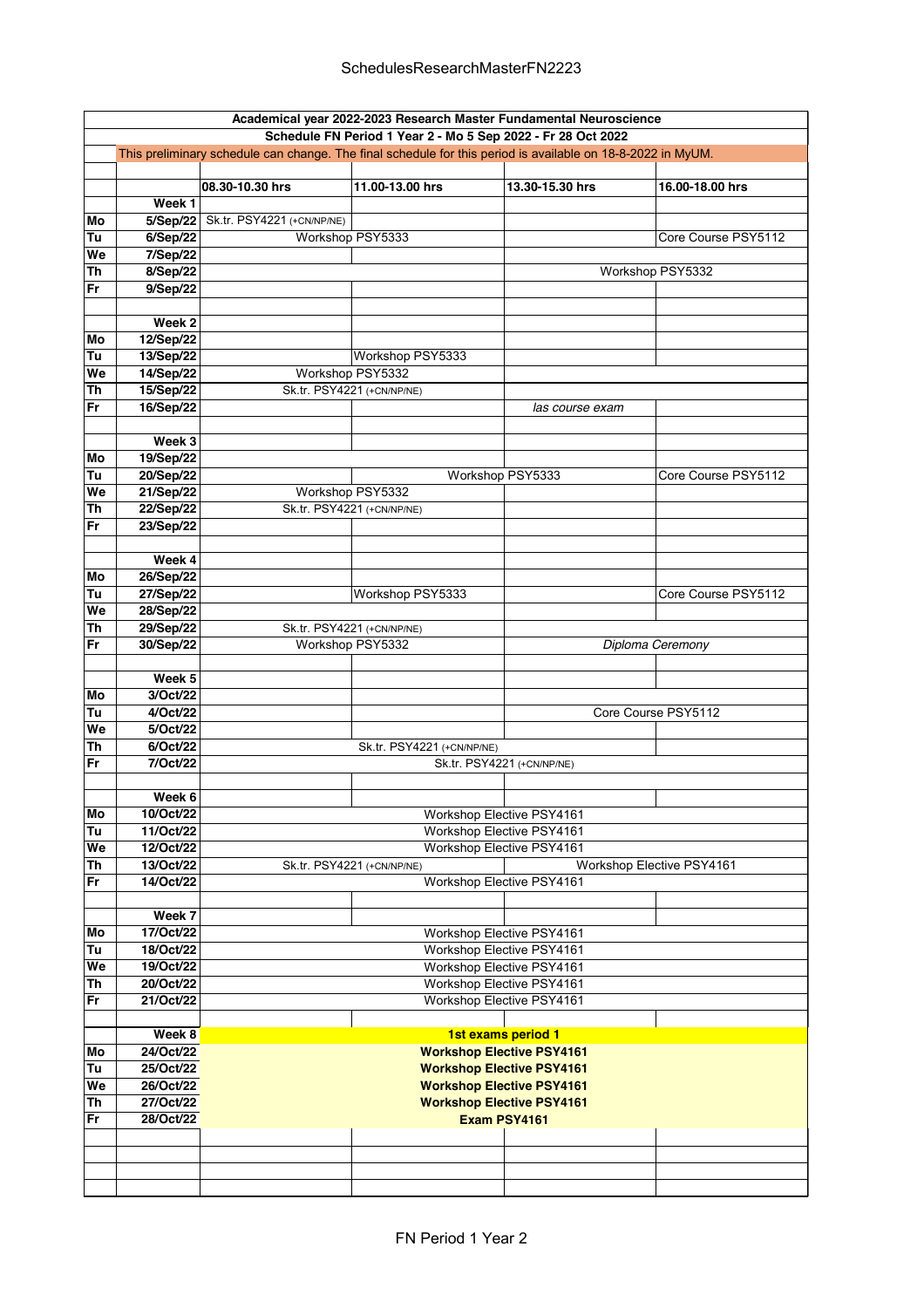| | | | | | |
|---|---|---|---|---|---|
| **Academical year 2022-2023 Research Master Fundamental Neuroscience** | | | | | |
| **Schedule FN Period 1 Year 2 - Mo 5 Sep 2022 - Fr 28 Oct 2022** | | | | | |
| This preliminary schedule can change. The final schedule for this period is available on 18-8-2022 in MyUM. | | | | | |
| | | | | | |
| | | **08.30-10.30 hrs** | **11.00-13.00 hrs** | **13.30-15.30 hrs** | **16.00-18.00 hrs** |
| | **Week 1** | | | | |
| **Mo** | **5/Sep/22** | Sk.tr. PSY4221 (+CN/NP/NE) | | | |
| **Tu** | **6/Sep/22** | Workshop PSY5333 | | | Core Course PSY5112 |
| **We** | **7/Sep/22** | | | | |
| **Th** | **8/Sep/22** | | | Workshop PSY5332 | |
| **Fr** | **9/Sep/22** | | | | |
| | | | | | |
| | **Week 2** | | | | |
| **Mo** | **12/Sep/22** | | | | |
| **Tu** | **13/Sep/22** | | Workshop PSY5333 | | |
| **We** | **14/Sep/22** | Workshop PSY5332 | | | |
| **Th** | **15/Sep/22** | Sk.tr. PSY4221 (+CN/NP/NE) | | | |
| **Fr** | **16/Sep/22** | | | *las course exam* | |
| | | | | | |
| | **Week 3** | | | | |
| **Mo** | **19/Sep/22** | | | | |
| **Tu** | **20/Sep/22** | | Workshop PSY5333 | | Core Course PSY5112 |
| **We** | **21/Sep/22** | Workshop PSY5332 | | | |
| **Th** | **22/Sep/22** | Sk.tr. PSY4221 (+CN/NP/NE) | | | |
| **Fr** | **23/Sep/22** | | | | |
| | | | | | |
| | **Week 4** | | | | |
| **Mo** | **26/Sep/22** | | | | |
| **Tu** | **27/Sep/22** | | Workshop PSY5333 | | Core Course PSY5112 |
| **We** | **28/Sep/22** | | | | |
| **Th** | **29/Sep/22** | Sk.tr. PSY4221 (+CN/NP/NE) | | | |
| **Fr** | **30/Sep/22** | Workshop PSY5332 | | *Diploma Ceremony* | |
| | | | | | |
| | **Week 5** | | | | |
| **Mo** | **3/Oct/22** | | | | |
| **Tu** | **4/Oct/22** | | | Core Course PSY5112 | |
| **We** | **5/Oct/22** | | | | |
| **Th** | **6/Oct/22** | Sk.tr. PSY4221 (+CN/NP/NE) | | | |
| **Fr** | **7/Oct/22** | Sk.tr. PSY4221 (+CN/NP/NE) | | | |
| | | | | | |
| | **Week 6** | | | | |
| **Mo** | **10/Oct/22** | Workshop Elective PSY4161 | | | |
| **Tu** | **11/Oct/22** | Workshop Elective PSY4161 | | | |
| **We** | **12/Oct/22** | Workshop Elective PSY4161 | | | |
| **Th** | **13/Oct/22** | Sk.tr. PSY4221 (+CN/NP/NE) | | Workshop Elective PSY4161 | |
| **Fr** | **14/Oct/22** | Workshop Elective PSY4161 | | | |
| | | | | | |
| | **Week 7** | | | | |
| **Mo** | **17/Oct/22** | Workshop Elective PSY4161 | | | |
| **Tu** | **18/Oct/22** | Workshop Elective PSY4161 | | | |
| **We** | **19/Oct/22** | Workshop Elective PSY4161 | | | |
| **Th** | **20/Oct/22** | Workshop Elective PSY4161 | | | |
| **Fr** | **21/Oct/22** | Workshop Elective PSY4161 | | | |
| | | | | | |
| | **Week 8** | **1st exams period 1** | | | |
| **Mo** | **24/Oct/22** | **Workshop Elective PSY4161** | | | |
| **Tu** | **25/Oct/22** | **Workshop Elective PSY4161** | | | |
| **We** | **26/Oct/22** | **Workshop Elective PSY4161** | | | |
| **Th** | **27/Oct/22** | **Workshop Elective PSY4161** | | | |
| **Fr** | **28/Oct/22** | **Exam PSY4161** | | | |

FN Period 1 Year 2